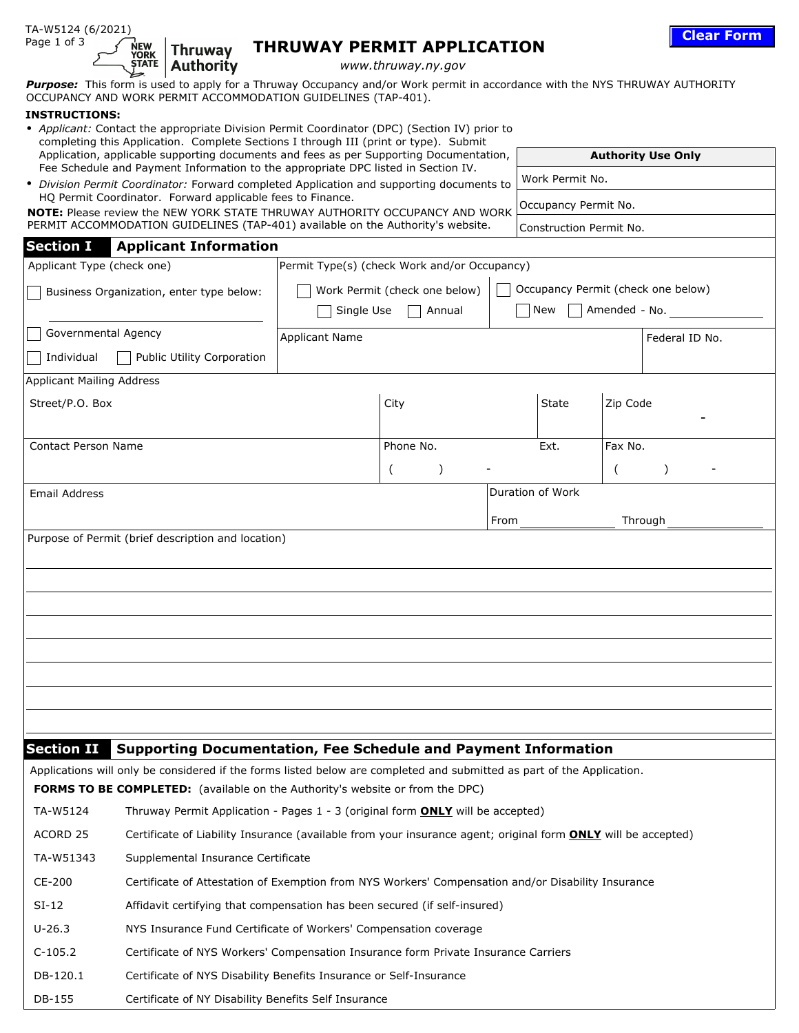TA-W5124 (6/2021)

# THRUWAY PERMIT APPLICATION

Thruway Authority

www.thruway.ny.gov

***Purpose:*** This form is used to apply for a Thruway Occupancy and/or Work permit in accordance with the NYS THRUWAY AUTHORITY OCCUPANCY AND WORK PERMIT ACCOMMODATION GUIDELINES (TAP-401).

**INSTRUCTIONS:**

- *Applicant:* Contact the appropriate Division Permit Coordinator (DPC) (Section IV) prior to completing this Application. Complete Sections I through III (print or type). Submit Application, applicable supporting documents and fees as per Supporting Documentation, Fee Schedule and Payment Information to the appropriate DPC listed in Section IV.
- *Division Permit Coordinator:* Forward completed Application and supporting documents to HQ Permit Coordinator. Forward applicable fees to Finance.

**NOTE:** Please review the NEW YORK STATE THRUWAY AUTHORITY OCCUPANCY AND WORK PERMIT ACCOMMODATION GUIDELINES (TAP-401) available on the Authority's website.

| Authority Use Only |
|---|
| Work Permit No. |
| Occupancy Permit No. |
| Construction Permit No. |

## Section I Applicant Information

Applicant Type (check one)

- ☐ Business Organization, enter type below: ________________
- ☐ Governmental Agency
- ☐ Individual
- ☐ Public Utility Corporation

Permit Type(s) (check Work and/or Occupancy)

- ☐ Work Permit (check one below): ☐ Single Use ☐ Annual
- ☐ Occupancy Permit (check one below): ☐ New ☐ Amended - No. ________

| Applicant Name | Federal ID No. |
|---|---|
| | |

Applicant Mailing Address

| Street/P.O. Box | City | State | Zip Code |
|---|---|---|---|
| | | | - |

| Contact Person Name | Phone No. | Ext. | Fax No. |
|---|---|---|---|
| | ( ) - | | ( ) - |

| Email Address | Duration of Work |
|---|---|
| | From ________ Through ________ |

Purpose of Permit (brief description and location)

## Section II Supporting Documentation, Fee Schedule and Payment Information

Applications will only be considered if the forms listed below are completed and submitted as part of the Application.

**FORMS TO BE COMPLETED:** (available on the Authority's website or from the DPC)

| Form | Description |
|---|---|
| TA-W5124 | Thruway Permit Application - Pages 1 - 3 (original form **ONLY** will be accepted) |
| ACORD 25 | Certificate of Liability Insurance (available from your insurance agent; original form **ONLY** will be accepted) |
| TA-W51343 | Supplemental Insurance Certificate |
| CE-200 | Certificate of Attestation of Exemption from NYS Workers' Compensation and/or Disability Insurance |
| SI-12 | Affidavit certifying that compensation has been secured (if self-insured) |
| U-26.3 | NYS Insurance Fund Certificate of Workers' Compensation coverage |
| C-105.2 | Certificate of NYS Workers' Compensation Insurance form Private Insurance Carriers |
| DB-120.1 | Certificate of NYS Disability Benefits Insurance or Self-Insurance |
| DB-155 | Certificate of NY Disability Benefits Self Insurance |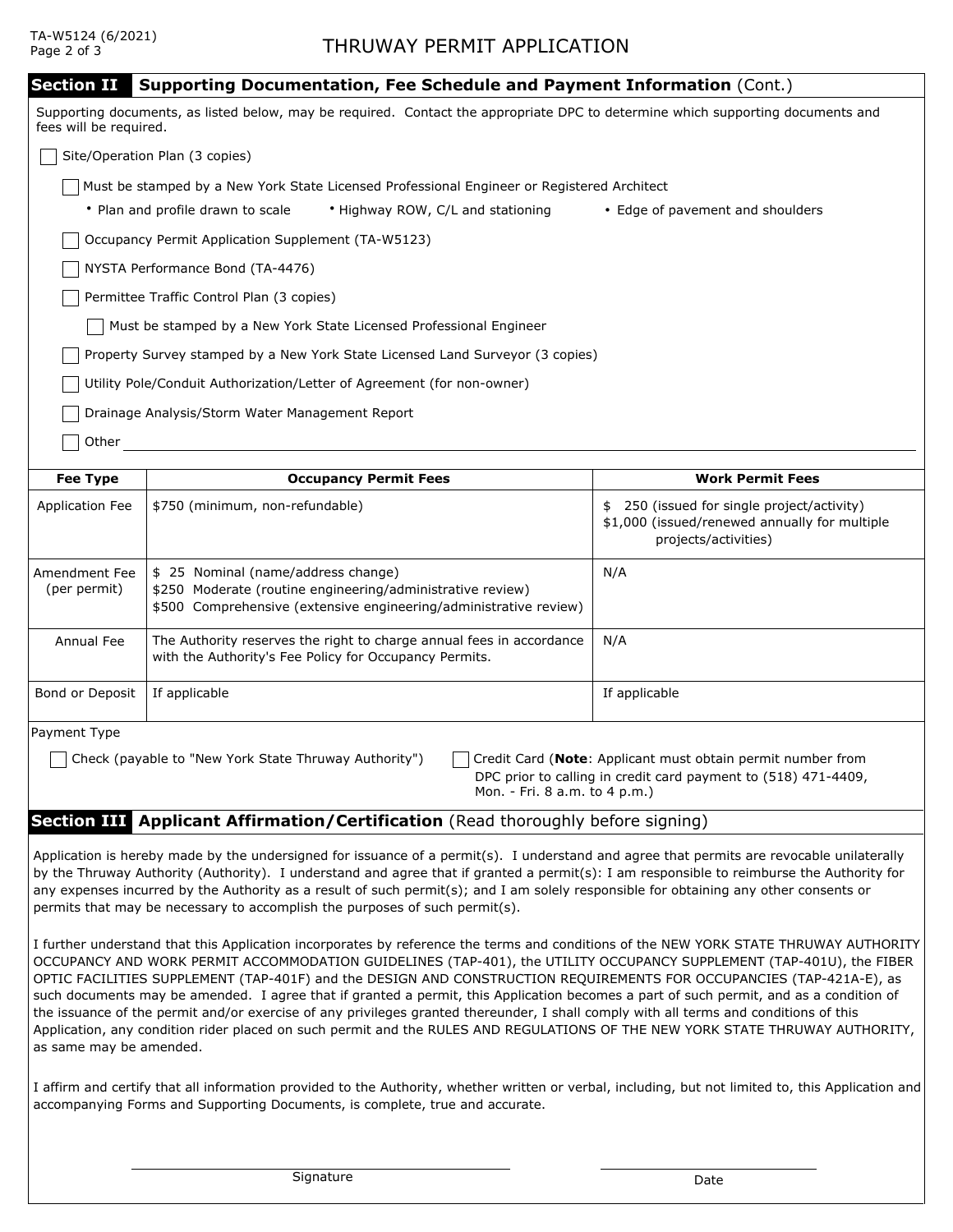## Section II Supporting Documentation, Fee Schedule and Payment Information (Cont.)

Supporting documents, as listed below, may be required. Contact the appropriate DPC to determine which supporting documents and fees will be required.

- [ ] Site/Operation Plan (3 copies)
  - [ ] Must be stamped by a New York State Licensed Professional Engineer or Registered Architect
    - Plan and profile drawn to scale
    - Highway ROW, C/L and stationing
    - Edge of pavement and shoulders
  - [ ] Occupancy Permit Application Supplement (TA-W5123)
  - [ ] NYSTA Performance Bond (TA-4476)
  - [ ] Permittee Traffic Control Plan (3 copies)
    - [ ] Must be stamped by a New York State Licensed Professional Engineer
  - [ ] Property Survey stamped by a New York State Licensed Land Surveyor (3 copies)
  - [ ] Utility Pole/Conduit Authorization/Letter of Agreement (for non-owner)
  - [ ] Drainage Analysis/Storm Water Management Report
  - [ ] Other ______________________________

| Fee Type | Occupancy Permit Fees | Work Permit Fees |
|---|---|---|
| Application Fee | $750 (minimum, non-refundable) | $ 250 (issued for single project/activity)<br>$1,000 (issued/renewed annually for multiple projects/activities) |
| Amendment Fee (per permit) | $ 25 Nominal (name/address change)<br>$250 Moderate (routine engineering/administrative review)<br>$500 Comprehensive (extensive engineering/administrative review) | N/A |
| Annual Fee | The Authority reserves the right to charge annual fees in accordance with the Authority's Fee Policy for Occupancy Permits. | N/A |
| Bond or Deposit | If applicable | If applicable |

Payment Type

- [ ] Check (payable to "New York State Thruway Authority")
- [ ] Credit Card (**Note**: Applicant must obtain permit number from DPC prior to calling in credit card payment to (518) 471-4409, Mon. - Fri. 8 a.m. to 4 p.m.)

## Section III Applicant Affirmation/Certification (Read thoroughly before signing)

Application is hereby made by the undersigned for issuance of a permit(s). I understand and agree that permits are revocable unilaterally by the Thruway Authority (Authority). I understand and agree that if granted a permit(s): I am responsible to reimburse the Authority for any expenses incurred by the Authority as a result of such permit(s); and I am solely responsible for obtaining any other consents or permits that may be necessary to accomplish the purposes of such permit(s).

I further understand that this Application incorporates by reference the terms and conditions of the NEW YORK STATE THRUWAY AUTHORITY OCCUPANCY AND WORK PERMIT ACCOMMODATION GUIDELINES (TAP-401), the UTILITY OCCUPANCY SUPPLEMENT (TAP-401U), the FIBER OPTIC FACILITIES SUPPLEMENT (TAP-401F) and the DESIGN AND CONSTRUCTION REQUIREMENTS FOR OCCUPANCIES (TAP-421A-E), as such documents may be amended. I agree that if granted a permit, this Application becomes a part of such permit, and as a condition of the issuance of the permit and/or exercise of any privileges granted thereunder, I shall comply with all terms and conditions of this Application, any condition rider placed on such permit and the RULES AND REGULATIONS OF THE NEW YORK STATE THRUWAY AUTHORITY, as same may be amended.

I affirm and certify that all information provided to the Authority, whether written or verbal, including, but not limited to, this Application and accompanying Forms and Supporting Documents, is complete, true and accurate.

______________________________ Signature

______________________________ Date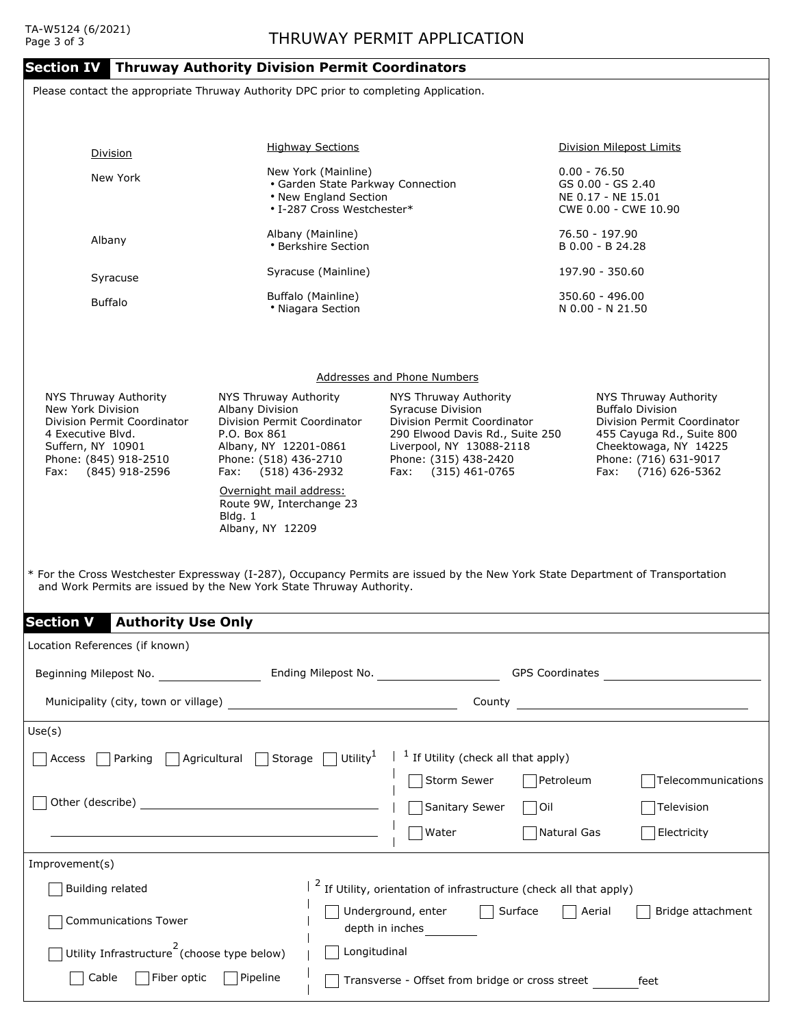## Section IV Thruway Authority Division Permit Coordinators

Please contact the appropriate Thruway Authority DPC prior to completing Application.

| Division | Highway Sections | Division Milepost Limits |
|---|---|---|
| New York | New York (Mainline)<br>• Garden State Parkway Connection<br>• New England Section<br>• I-287 Cross Westchester* | 0.00 - 76.50<br>GS 0.00 - GS 2.40<br>NE 0.17 - NE 15.01<br>CWE 0.00 - CWE 10.90 |
| Albany | Albany (Mainline)<br>• Berkshire Section | 76.50 - 197.90<br>B 0.00 - B 24.28 |
| Syracuse | Syracuse (Mainline) | 197.90 - 350.60 |
| Buffalo | Buffalo (Mainline)<br>• Niagara Section | 350.60 - 496.00<br>N 0.00 - N 21.50 |

### Addresses and Phone Numbers

NYS Thruway Authority
New York Division
Division Permit Coordinator
4 Executive Blvd.
Suffern, NY 10901
Phone: (845) 918-2510
Fax: (845) 918-2596

NYS Thruway Authority
Albany Division
Division Permit Coordinator
P.O. Box 861
Albany, NY 12201-0861
Phone: (518) 436-2710
Fax: (518) 436-2932

Overnight mail address:
Route 9W, Interchange 23
Bldg. 1
Albany, NY 12209

NYS Thruway Authority
Syracuse Division
Division Permit Coordinator
290 Elwood Davis Rd., Suite 250
Liverpool, NY 13088-2118
Phone: (315) 438-2420
Fax: (315) 461-0765

NYS Thruway Authority
Buffalo Division
Division Permit Coordinator
455 Cayuga Rd., Suite 800
Cheektowaga, NY 14225
Phone: (716) 631-9017
Fax: (716) 626-5362

* For the Cross Westchester Expressway (I-287), Occupancy Permits are issued by the New York State Department of Transportation and Work Permits are issued by the New York State Thruway Authority.

## Section V Authority Use Only

Location References (if known)

Beginning Milepost No. ____________ Ending Milepost No. ____________ GPS Coordinates ____________

Municipality (city, town or village) ____________ County ____________

Use(s)

☐ Access ☐ Parking ☐ Agricultural ☐ Storage ☐ Utility[1]

☐ Other (describe) ____________

[1] If Utility (check all that apply)

☐ Storm Sewer ☐ Petroleum ☐ Telecommunications
☐ Sanitary Sewer ☐ Oil ☐ Television
☐ Water ☐ Natural Gas ☐ Electricity

Improvement(s)

☐ Building related

☐ Communications Tower

☐ Utility Infrastructure[2] (choose type below)

☐ Cable ☐ Fiber optic ☐ Pipeline

[2] If Utility, orientation of infrastructure (check all that apply)

☐ Underground, enter depth in inches ________ ☐ Surface ☐ Aerial ☐ Bridge attachment

☐ Longitudinal

☐ Transverse - Offset from bridge or cross street ________ feet